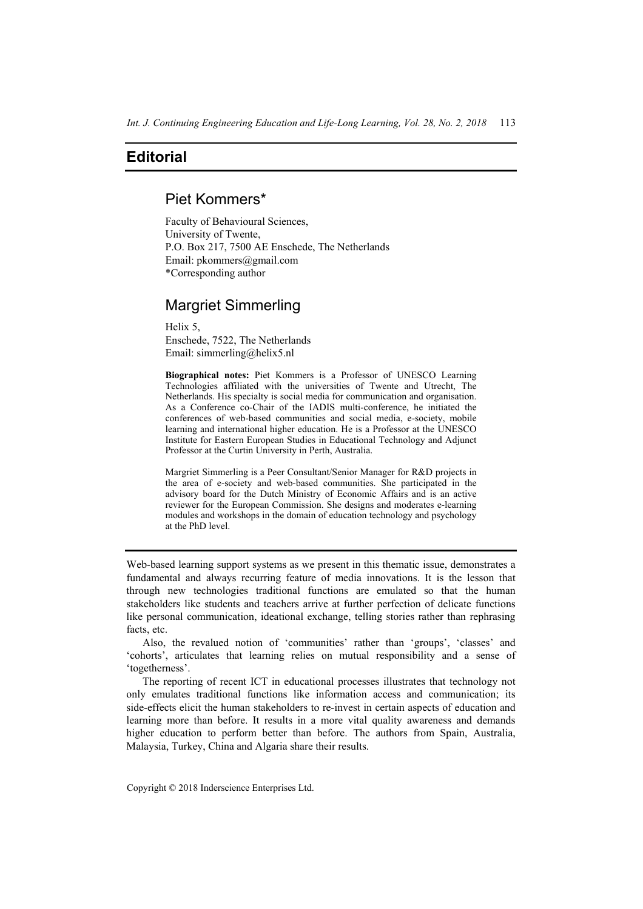# Editorial

## Piet Kommers*

Faculty of Behavioural Sciences,
University of Twente,
P.O. Box 217, 7500 AE Enschede, The Netherlands
Email: pkommers@gmail.com
*Corresponding author

## Margriet Simmerling

Helix 5,
Enschede, 7522, The Netherlands
Email: simmerling@helix5.nl

**Biographical notes:** Piet Kommers is a Professor of UNESCO Learning Technologies affiliated with the universities of Twente and Utrecht, The Netherlands. His specialty is social media for communication and organisation. As a Conference co-Chair of the IADIS multi-conference, he initiated the conferences of web-based communities and social media, e-society, mobile learning and international higher education. He is a Professor at the UNESCO Institute for Eastern European Studies in Educational Technology and Adjunct Professor at the Curtin University in Perth, Australia.

Margriet Simmerling is a Peer Consultant/Senior Manager for R&D projects in the area of e-society and web-based communities. She participated in the advisory board for the Dutch Ministry of Economic Affairs and is an active reviewer for the European Commission. She designs and moderates e-learning modules and workshops in the domain of education technology and psychology at the PhD level.

---

Web-based learning support systems as we present in this thematic issue, demonstrates a fundamental and always recurring feature of media innovations. It is the lesson that through new technologies traditional functions are emulated so that the human stakeholders like students and teachers arrive at further perfection of delicate functions like personal communication, ideational exchange, telling stories rather than rephrasing facts, etc.

Also, the revalued notion of 'communities' rather than 'groups', 'classes' and 'cohorts', articulates that learning relies on mutual responsibility and a sense of 'togetherness'.

The reporting of recent ICT in educational processes illustrates that technology not only emulates traditional functions like information access and communication; its side-effects elicit the human stakeholders to re-invest in certain aspects of education and learning more than before. It results in a more vital quality awareness and demands higher education to perform better than before. The authors from Spain, Australia, Malaysia, Turkey, China and Algaria share their results.

Copyright © 2018 Inderscience Enterprises Ltd.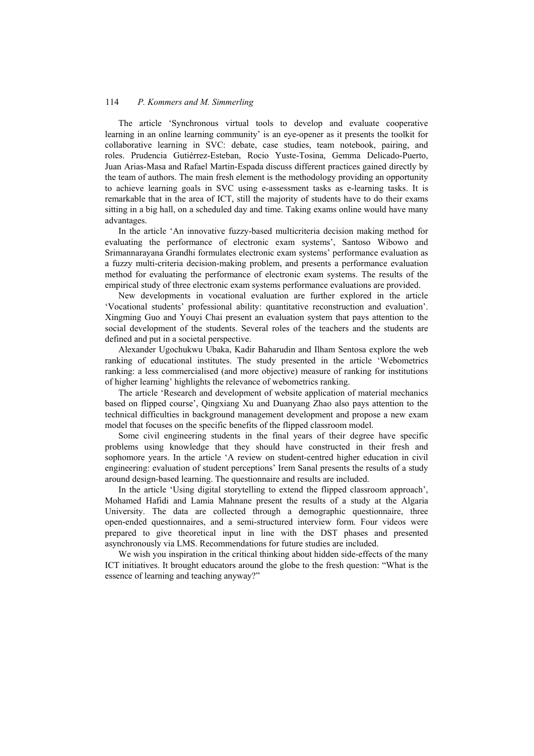The article 'Synchronous virtual tools to develop and evaluate cooperative learning in an online learning community' is an eye-opener as it presents the toolkit for collaborative learning in SVC: debate, case studies, team notebook, pairing, and roles. Prudencia Gutiérrez-Esteban, Rocio Yuste-Tosina, Gemma Delicado-Puerto, Juan Arias-Masa and Rafael Martin-Espada discuss different practices gained directly by the team of authors. The main fresh element is the methodology providing an opportunity to achieve learning goals in SVC using e-assessment tasks as e-learning tasks. It is remarkable that in the area of ICT, still the majority of students have to do their exams sitting in a big hall, on a scheduled day and time. Taking exams online would have many advantages.

In the article 'An innovative fuzzy-based multicriteria decision making method for evaluating the performance of electronic exam systems', Santoso Wibowo and Srimannarayana Grandhi formulates electronic exam systems' performance evaluation as a fuzzy multi-criteria decision-making problem, and presents a performance evaluation method for evaluating the performance of electronic exam systems. The results of the empirical study of three electronic exam systems performance evaluations are provided.

New developments in vocational evaluation are further explored in the article 'Vocational students' professional ability: quantitative reconstruction and evaluation'. Xingming Guo and Youyi Chai present an evaluation system that pays attention to the social development of the students. Several roles of the teachers and the students are defined and put in a societal perspective.

Alexander Ugochukwu Ubaka, Kadir Baharudin and Ilham Sentosa explore the web ranking of educational institutes. The study presented in the article 'Webometrics ranking: a less commercialised (and more objective) measure of ranking for institutions of higher learning' highlights the relevance of webometrics ranking.

The article 'Research and development of website application of material mechanics based on flipped course', Qingxiang Xu and Duanyang Zhao also pays attention to the technical difficulties in background management development and propose a new exam model that focuses on the specific benefits of the flipped classroom model.

Some civil engineering students in the final years of their degree have specific problems using knowledge that they should have constructed in their fresh and sophomore years. In the article 'A review on student-centred higher education in civil engineering: evaluation of student perceptions' Irem Sanal presents the results of a study around design-based learning. The questionnaire and results are included.

In the article 'Using digital storytelling to extend the flipped classroom approach', Mohamed Hafidi and Lamia Mahnane present the results of a study at the Algaria University. The data are collected through a demographic questionnaire, three open-ended questionnaires, and a semi-structured interview form. Four videos were prepared to give theoretical input in line with the DST phases and presented asynchronously via LMS. Recommendations for future studies are included.

We wish you inspiration in the critical thinking about hidden side-effects of the many ICT initiatives. It brought educators around the globe to the fresh question: "What is the essence of learning and teaching anyway?"